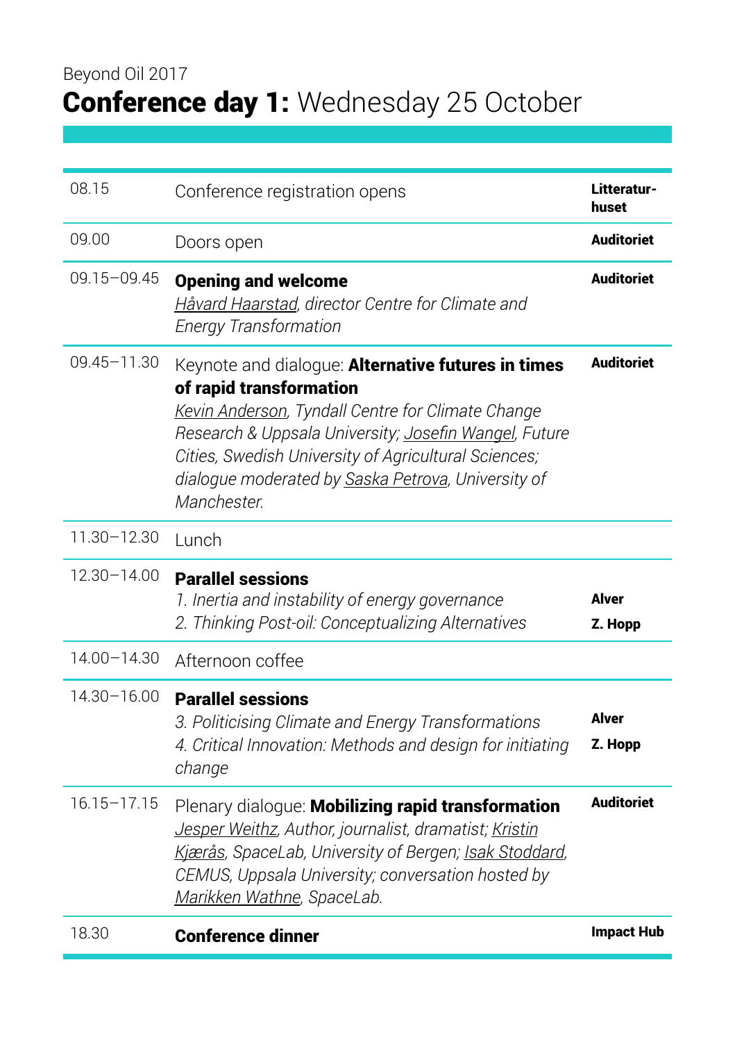Beyond Oil 2017

# **Conference day 1:** Wednesday 25 October

| | | |
|---|---|---|
| 08.15 | Conference registration opens | **Litteratur-huset** |
| 09.00 | Doors open | **Auditoriet** |
| 09.15–09.45 | **Opening and welcome**<br>*Håvard Haarstad, director Centre for Climate and Energy Transformation* | **Auditoriet** |
| 09.45–11.30 | Keynote and dialogue: **Alternative futures in times of rapid transformation**<br>*Kevin Anderson, Tyndall Centre for Climate Change Research & Uppsala University; Josefin Wangel, Future Cities, Swedish University of Agricultural Sciences; dialogue moderated by Saska Petrova, University of Manchester.* | **Auditoriet** |
| 11.30–12.30 | Lunch | |
| 12.30–14.00 | **Parallel sessions**<br>*1. Inertia and instability of energy governance*<br>*2. Thinking Post-oil: Conceptualizing Alternatives* | <br>**Alver**<br>**Z. Hopp** |
| 14.00–14.30 | Afternoon coffee | |
| 14.30–16.00 | **Parallel sessions**<br>*3. Politicising Climate and Energy Transformations*<br>*4. Critical Innovation: Methods and design for initiating change* | <br>**Alver**<br>**Z. Hopp** |
| 16.15–17.15 | Plenary dialogue: **Mobilizing rapid transformation**<br>*Jesper Weithz, Author, journalist, dramatist; Kristin Kjærås, SpaceLab, University of Bergen; Isak Stoddard, CEMUS, Uppsala University; conversation hosted by Marikken Wathne, SpaceLab.* | **Auditoriet** |
| 18.30 | **Conference dinner** | **Impact Hub** |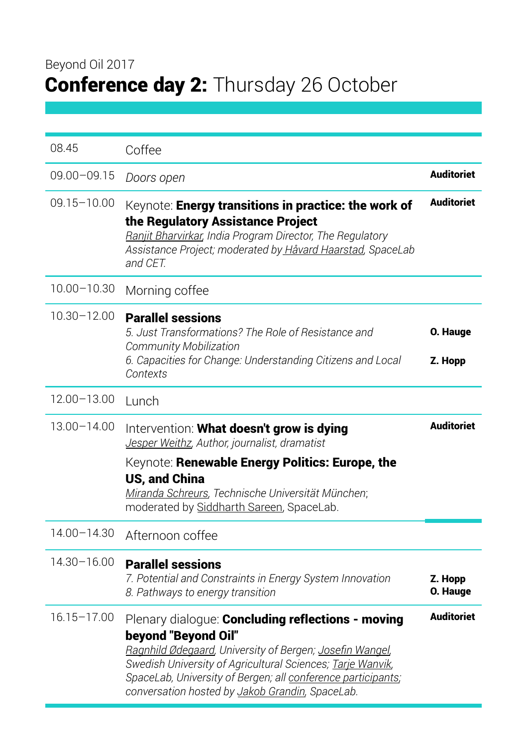Beyond Oil 2017

# **Conference day 2:** Thursday 26 October

| Time | Program | Location |
|---|---|---|
| 08.45 | Coffee | |
| 09.00–09.15 | *Doors open* | **Auditoriet** |
| 09.15–10.00 | Keynote: **Energy transitions in practice: the work of the Regulatory Assistance Project**<br>*Ranjit Bharvirkar, India Program Director, The Regulatory Assistance Project; moderated by Håvard Haarstad, SpaceLab and CET.* | **Auditoriet** |
| 10.00–10.30 | Morning coffee | |
| 10.30–12.00 | **Parallel sessions**<br>*5. Just Transformations? The Role of Resistance and Community Mobilization*<br>*6. Capacities for Change: Understanding Citizens and Local Contexts* | **O. Hauge**<br>**Z. Hopp** |
| 12.00–13.00 | Lunch | |
| 13.00–14.00 | Intervention: **What doesn't grow is dying**<br>*Jesper Weithz, Author, journalist, dramatist*<br>Keynote: **Renewable Energy Politics: Europe, the US, and China**<br>*Miranda Schreurs, Technische Universität München*; moderated by Siddharth Sareen, SpaceLab. | **Auditoriet** |
| 14.00–14.30 | Afternoon coffee | |
| 14.30–16.00 | **Parallel sessions**<br>*7. Potential and Constraints in Energy System Innovation*<br>*8. Pathways to energy transition* | **Z. Hopp**<br>**O. Hauge** |
| 16.15–17.00 | Plenary dialogue: **Concluding reflections - moving beyond "Beyond Oil"**<br>*Ragnhild Ødegaard, University of Bergen; Josefin Wangel, Swedish University of Agricultural Sciences; Tarje Wanvik, SpaceLab, University of Bergen; all conference participants; conversation hosted by Jakob Grandin, SpaceLab.* | **Auditoriet** |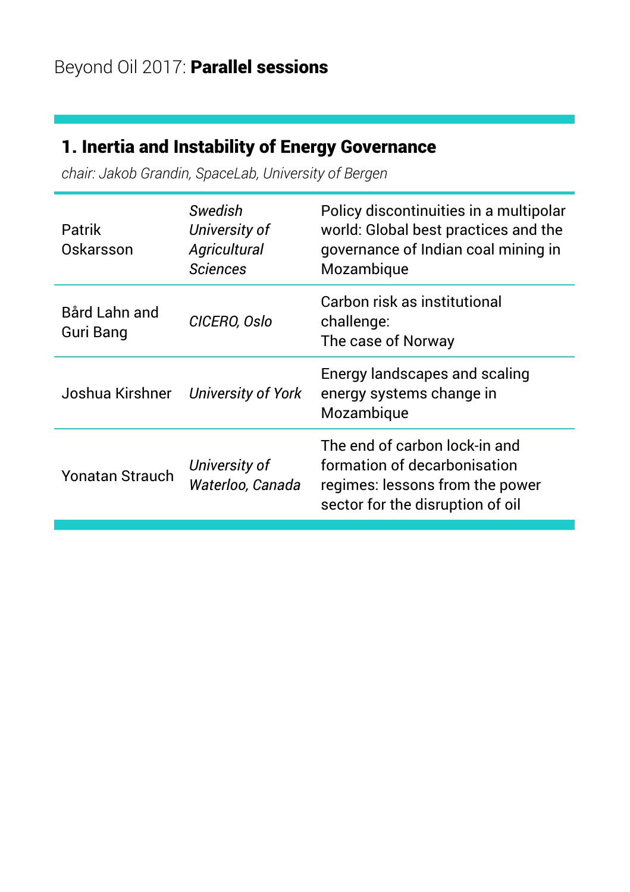Beyond Oil 2017: **Parallel sessions**

## 1. Inertia and Instability of Energy Governance

*chair: Jakob Grandin, SpaceLab, University of Bergen*

| | | |
|---|---|---|
| Patrik Oskarsson | *Swedish University of Agricultural Sciences* | Policy discontinuities in a multipolar world: Global best practices and the governance of Indian coal mining in Mozambique |
| Bård Lahn and Guri Bang | *CICERO, Oslo* | Carbon risk as institutional challenge: The case of Norway |
| Joshua Kirshner | *University of York* | Energy landscapes and scaling energy systems change in Mozambique |
| Yonatan Strauch | *University of Waterloo, Canada* | The end of carbon lock-in and formation of decarbonisation regimes: lessons from the power sector for the disruption of oil |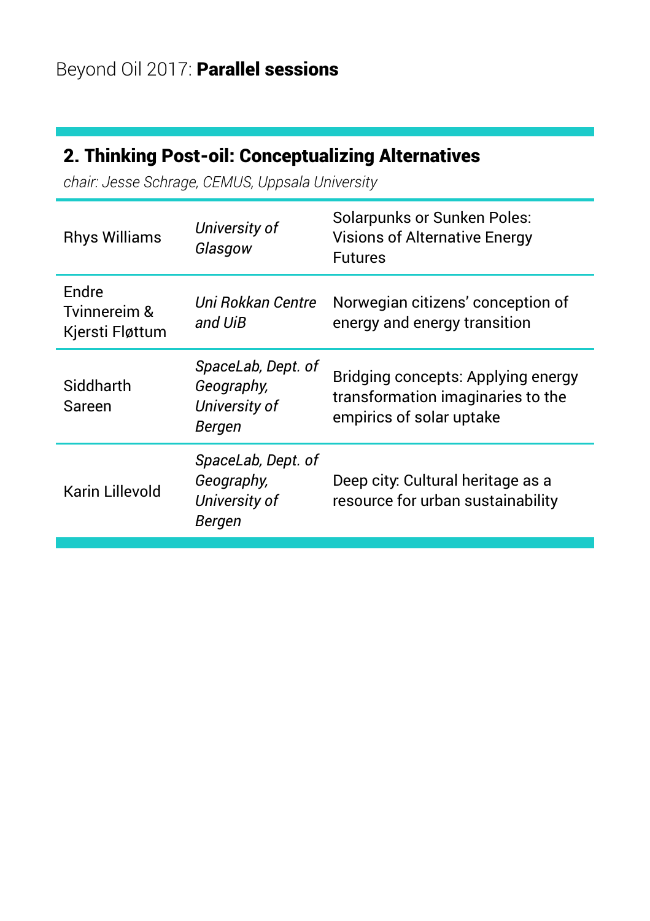Beyond Oil 2017: **Parallel sessions**

## 2. Thinking Post-oil: Conceptualizing Alternatives

*chair: Jesse Schrage, CEMUS, Uppsala University*

| | | |
|---|---|---|
| Rhys Williams | *University of Glasgow* | Solarpunks or Sunken Poles: Visions of Alternative Energy Futures |
| Endre Tvinnereim & Kjersti Fløttum | *Uni Rokkan Centre and UiB* | Norwegian citizens' conception of energy and energy transition |
| Siddharth Sareen | *SpaceLab, Dept. of Geography, University of Bergen* | Bridging concepts: Applying energy transformation imaginaries to the empirics of solar uptake |
| Karin Lillevold | *SpaceLab, Dept. of Geography, University of Bergen* | Deep city: Cultural heritage as a resource for urban sustainability |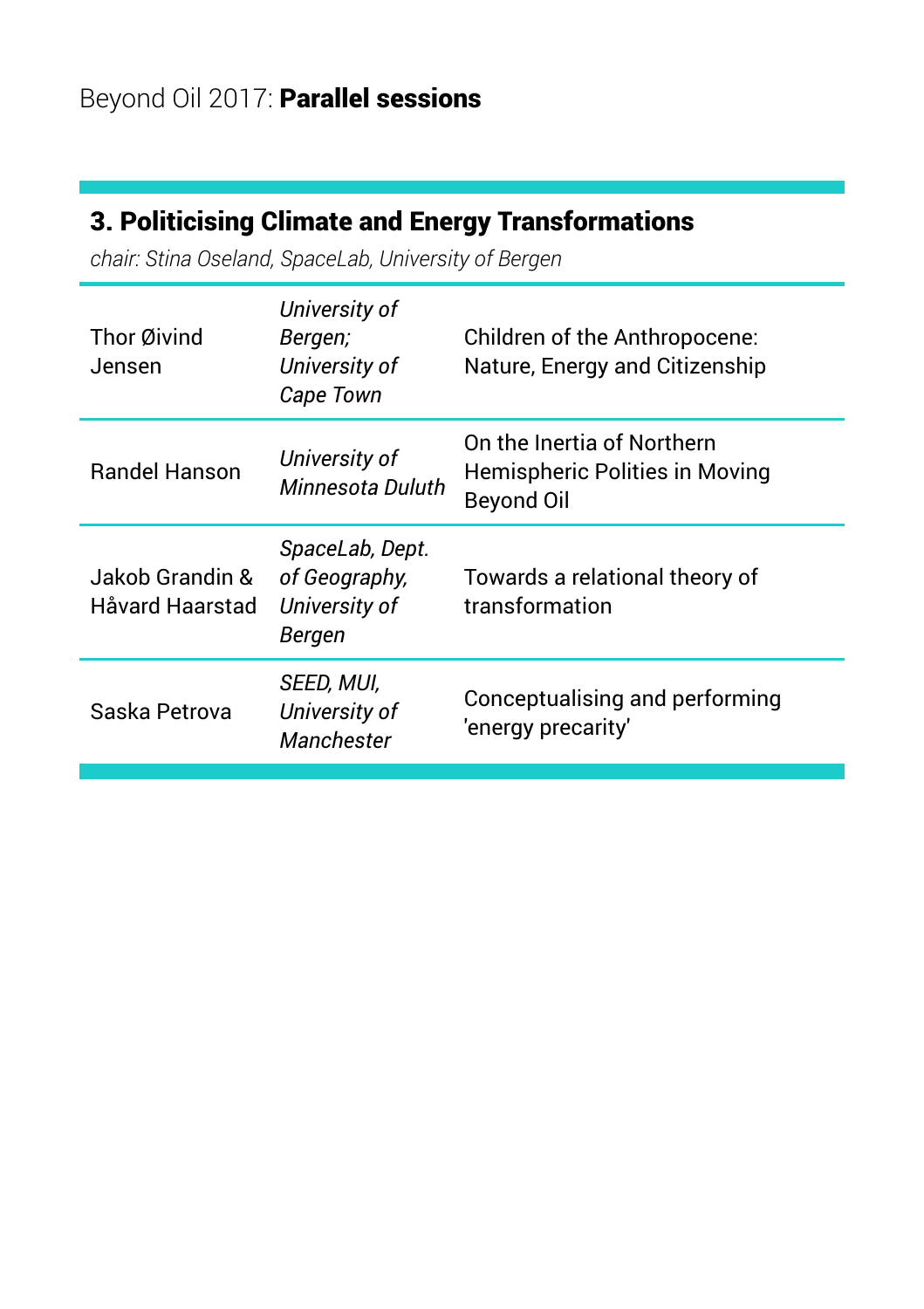Beyond Oil 2017: **Parallel sessions**

## 3. Politicising Climate and Energy Transformations

*chair: Stina Oseland, SpaceLab, University of Bergen*

| | | |
|---|---|---|
| Thor Øivind Jensen | *University of Bergen; University of Cape Town* | Children of the Anthropocene: Nature, Energy and Citizenship |
| Randel Hanson | *University of Minnesota Duluth* | On the Inertia of Northern Hemispheric Polities in Moving Beyond Oil |
| Jakob Grandin & Håvard Haarstad | *SpaceLab, Dept. of Geography, University of Bergen* | Towards a relational theory of transformation |
| Saska Petrova | *SEED, MUI, University of Manchester* | Conceptualising and performing 'energy precarity' |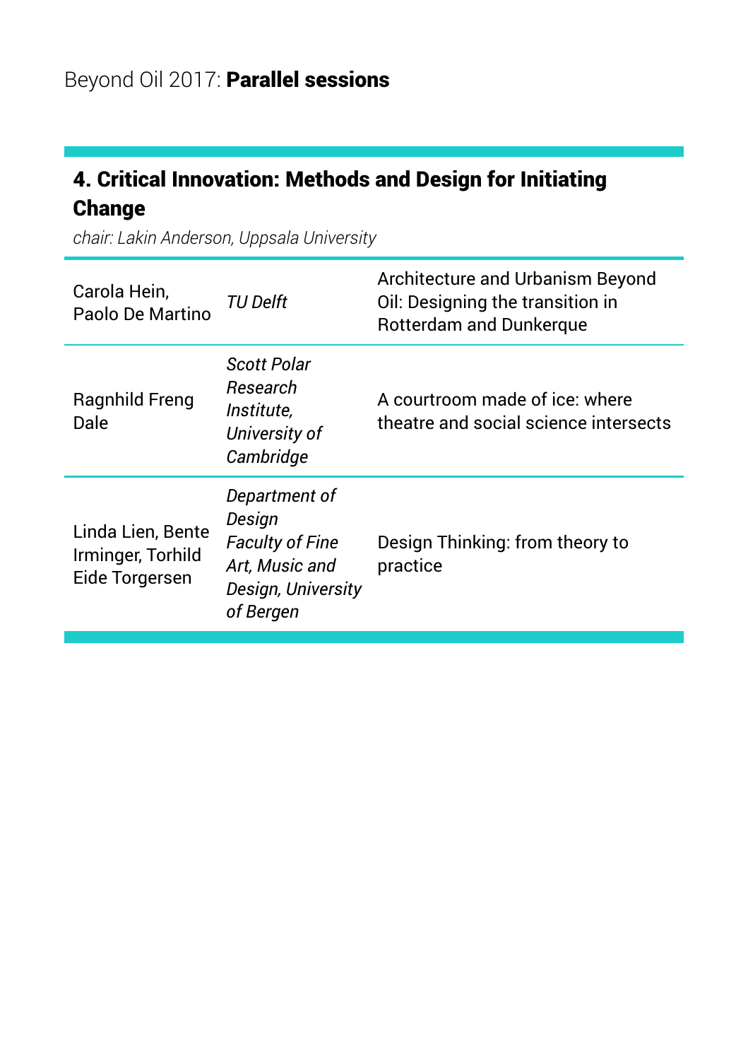Beyond Oil 2017: **Parallel sessions**

## 4. Critical Innovation: Methods and Design for Initiating Change

*chair: Lakin Anderson, Uppsala University*

| Authors | Affiliation | Title |
|---|---|---|
| Carola Hein, Paolo De Martino | *TU Delft* | Architecture and Urbanism Beyond Oil: Designing the transition in Rotterdam and Dunkerque |
| Ragnhild Freng Dale | *Scott Polar Research Institute, University of Cambridge* | A courtroom made of ice: where theatre and social science intersects |
| Linda Lien, Bente Irminger, Torhild Eide Torgersen | *Department of Design Faculty of Fine Art, Music and Design, University of Bergen* | Design Thinking: from theory to practice |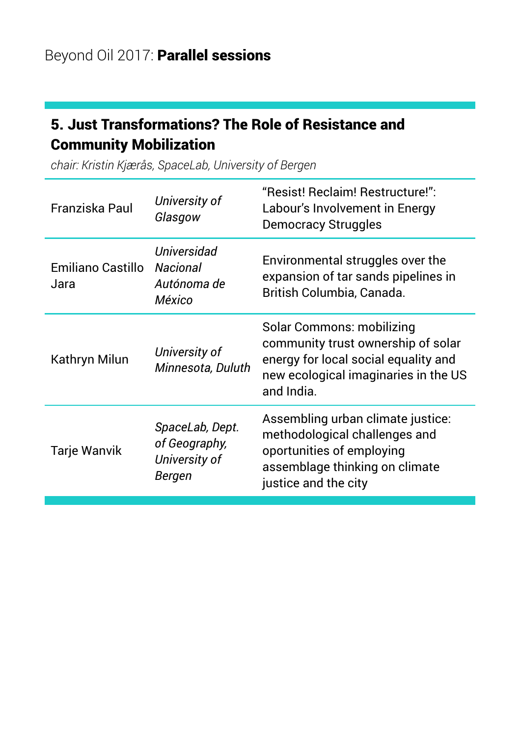Beyond Oil 2017: **Parallel sessions**

## 5. Just Transformations? The Role of Resistance and Community Mobilization

*chair: Kristin Kjærås, SpaceLab, University of Bergen*

| | | |
|---|---|---|
| Franziska Paul | *University of Glasgow* | "Resist! Reclaim! Restructure!": Labour's Involvement in Energy Democracy Struggles |
| Emiliano Castillo Jara | *Universidad Nacional Autónoma de México* | Environmental struggles over the expansion of tar sands pipelines in British Columbia, Canada. |
| Kathryn Milun | *University of Minnesota, Duluth* | Solar Commons: mobilizing community trust ownership of solar energy for local social equality and new ecological imaginaries in the US and India. |
| Tarje Wanvik | *SpaceLab, Dept. of Geography, University of Bergen* | Assembling urban climate justice: methodological challenges and oportunities of employing assemblage thinking on climate justice and the city |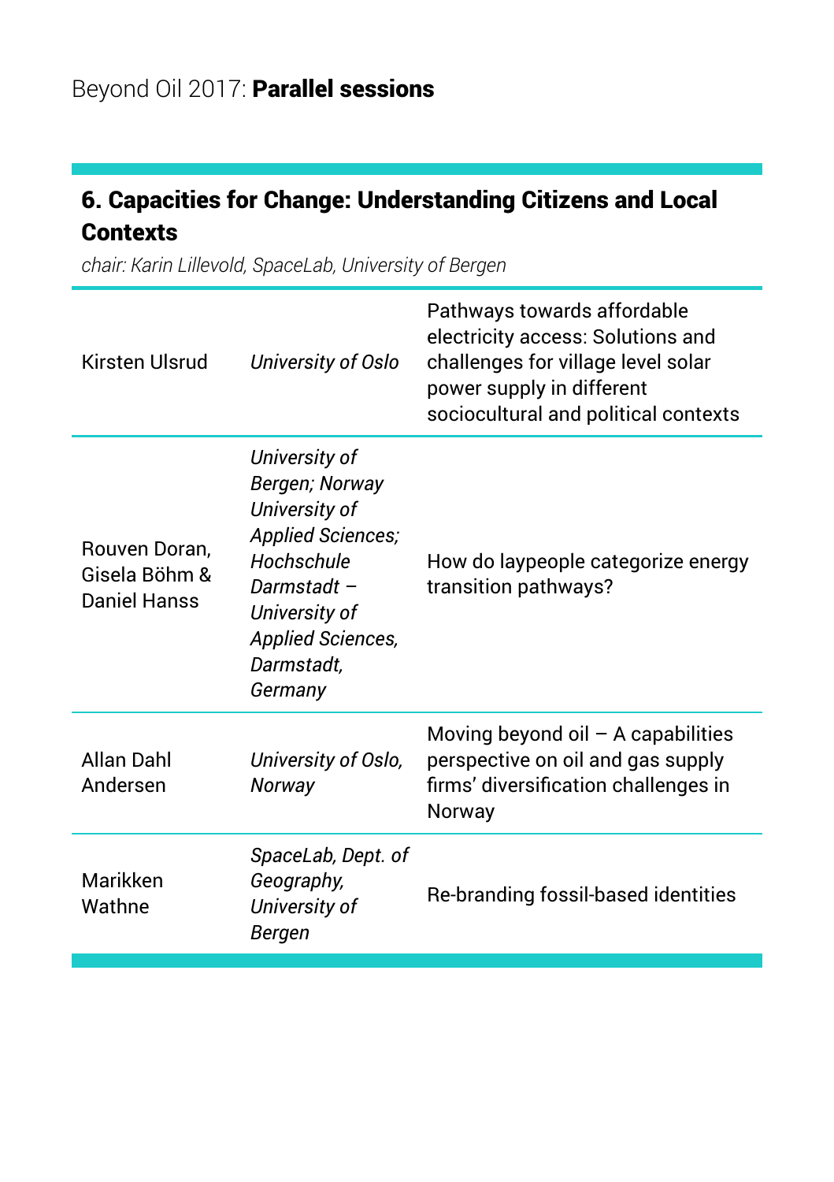Beyond Oil 2017: **Parallel sessions**

## 6. Capacities for Change: Understanding Citizens and Local Contexts

*chair: Karin Lillevold, SpaceLab, University of Bergen*

| | | |
|---|---|---|
| Kirsten Ulsrud | *University of Oslo* | Pathways towards affordable electricity access: Solutions and challenges for village level solar power supply in different sociocultural and political contexts |
| Rouven Doran, Gisela Böhm & Daniel Hanss | *University of Bergen; Norway University of Applied Sciences; Hochschule Darmstadt – University of Applied Sciences, Darmstadt, Germany* | How do laypeople categorize energy transition pathways? |
| Allan Dahl Andersen | *University of Oslo, Norway* | Moving beyond oil – A capabilities perspective on oil and gas supply firms' diversification challenges in Norway |
| Marikken Wathne | *SpaceLab, Dept. of Geography, University of Bergen* | Re-branding fossil-based identities |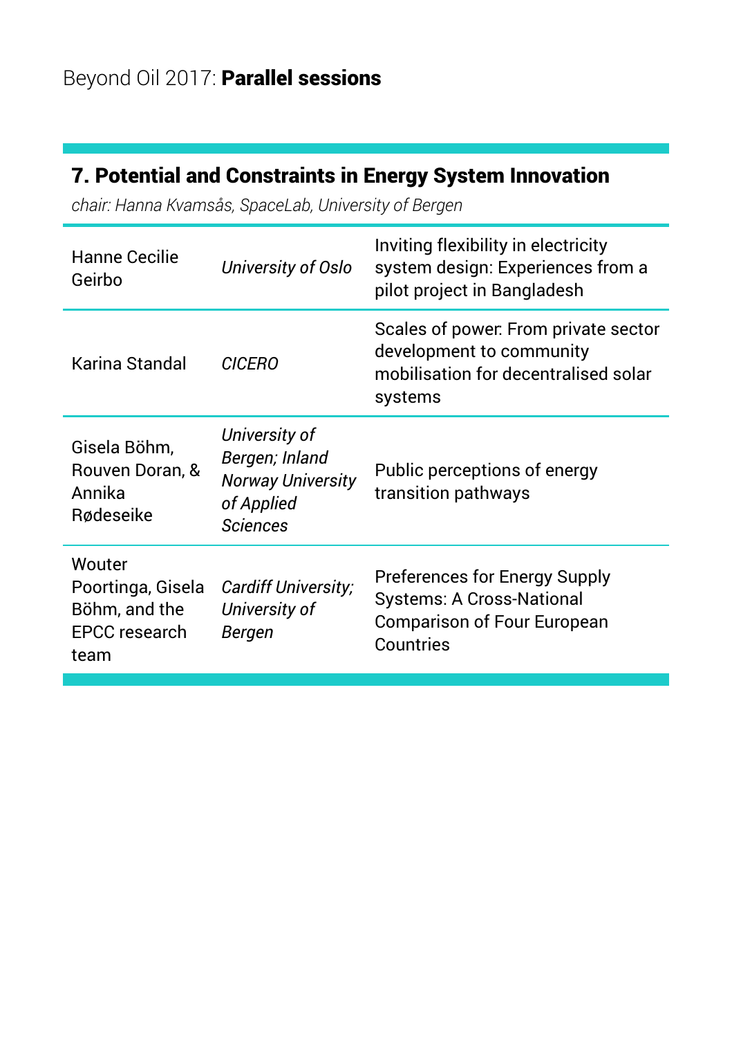Beyond Oil 2017: **Parallel sessions**

## 7. Potential and Constraints in Energy System Innovation

*chair: Hanna Kvamsås, SpaceLab, University of Bergen*

| | | |
|---|---|---|
| Hanne Cecilie Geirbo | *University of Oslo* | Inviting flexibility in electricity system design: Experiences from a pilot project in Bangladesh |
| Karina Standal | *CICERO* | Scales of power: From private sector development to community mobilisation for decentralised solar systems |
| Gisela Böhm, Rouven Doran, & Annika Rødeseike | *University of Bergen; Inland Norway University of Applied Sciences* | Public perceptions of energy transition pathways |
| Wouter Poortinga, Gisela Böhm, and the EPCC research team | *Cardiff University; University of Bergen* | Preferences for Energy Supply Systems: A Cross-National Comparison of Four European Countries |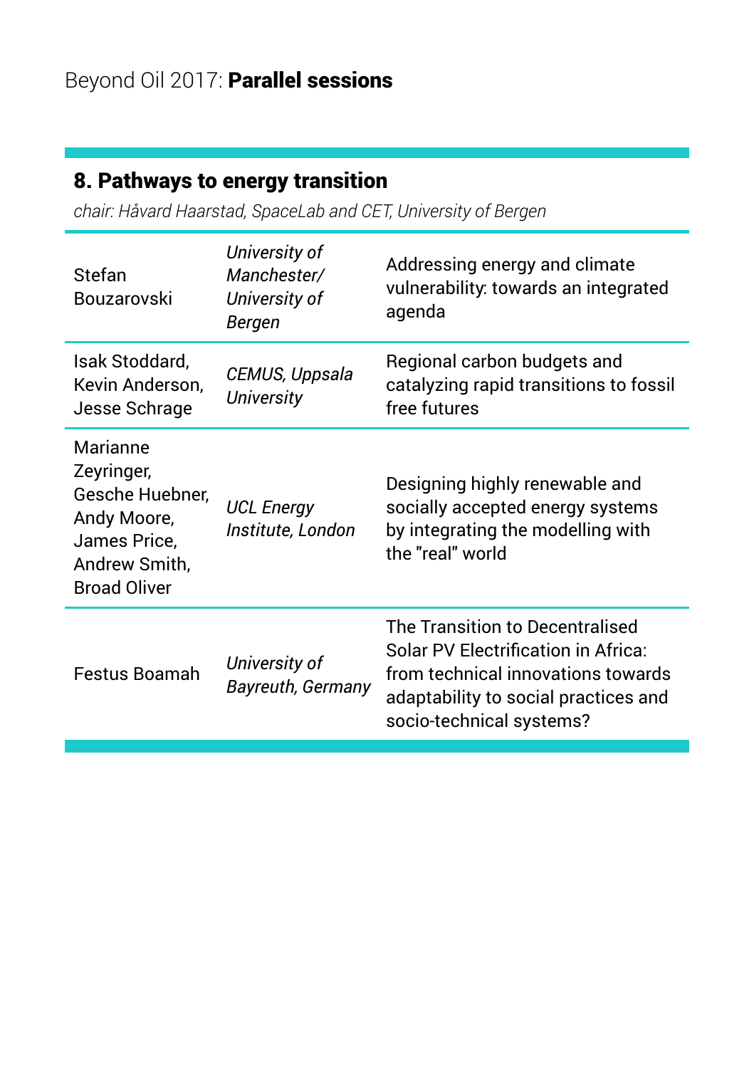Beyond Oil 2017: **Parallel sessions**

## 8. Pathways to energy transition

*chair: Håvard Haarstad, SpaceLab and CET, University of Bergen*

| | | |
|---|---|---|
| Stefan Bouzarovski | *University of Manchester/ University of Bergen* | Addressing energy and climate vulnerability: towards an integrated agenda |
| Isak Stoddard, Kevin Anderson, Jesse Schrage | *CEMUS, Uppsala University* | Regional carbon budgets and catalyzing rapid transitions to fossil free futures |
| Marianne Zeyringer, Gesche Huebner, Andy Moore, James Price, Andrew Smith, Broad Oliver | *UCL Energy Institute, London* | Designing highly renewable and socially accepted energy systems by integrating the modelling with the "real" world |
| Festus Boamah | *University of Bayreuth, Germany* | The Transition to Decentralised Solar PV Electrification in Africa: from technical innovations towards adaptability to social practices and socio-technical systems? |